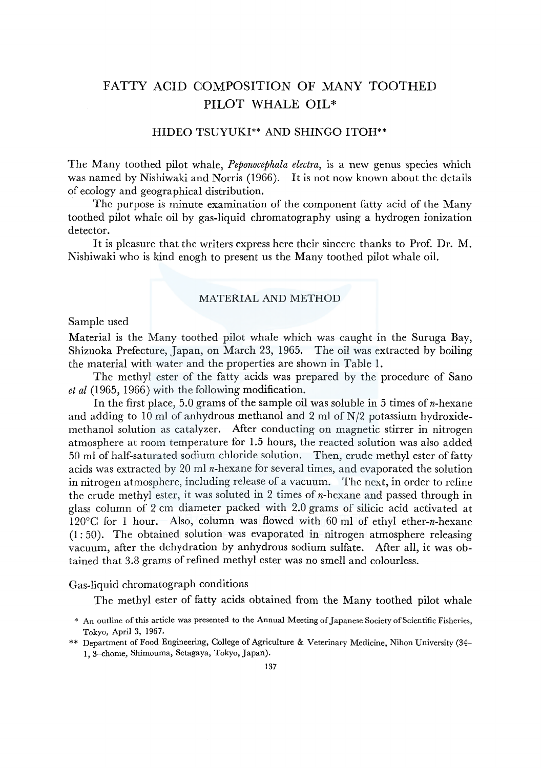# FATTY ACID COMPOSITION OF MANY TOOTHED PILOT WHALE OIL*

HIDEO TSUYUKI** AND SHINGO ITOH**

The Many toothed pilot whale, *Peponocephala electra*, is a new genus species which was named by Nishiwaki and Norris (1966). It is not now known about the details of ecology and geographical distribution.

The purpose is minute examination of the component fatty acid of the Many toothed pilot whale oil by gas-liquid chromatography using a hydrogen ionization detector.

It is pleasure that the writers express here their sincere thanks to Prof. Dr. M. Nishiwaki who is kind enogh to present us the Many toothed pilot whale oil.

## MATERIAL AND METHOD

### Sample used

Material is the Many toothed pilot whale which was caught in the Suruga Bay, Shizuoka Prefecture, Japan, on March 23, 1965. The oil was extracted by boiling the material with water and the properties are shown in Table 1.

The methyl ester of the fatty acids was prepared by the procedure of Sano *et al* (1965, 1966) with the following modification.

In the first place, 5.0 grams of the sample oil was soluble in 5 times of *n*-hexane and adding to 10 ml of anhydrous methanol and 2 ml of N/2 potassium hydroxide-methanol solution as catalyzer. After conducting on magnetic stirrer in nitrogen atmosphere at room temperature for 1.5 hours, the reacted solution was also added 50 ml of half-saturated sodium chloride solution. Then, crude methyl ester of fatty acids was extracted by 20 ml *n*-hexane for several times, and evaporated the solution in nitrogen atmosphere, including release of a vacuum. The next, in order to refine the crude methyl ester, it was soluted in 2 times of *n*-hexane and passed through in glass column of 2 cm diameter packed with 2.0 grams of silicic acid activated at 120°C for 1 hour. Also, column was flowed with 60 ml of ethyl ether-*n*-hexane (1 : 50). The obtained solution was evaporated in nitrogen atmosphere releasing vacuum, after the dehydration by anhydrous sodium sulfate. After all, it was obtained that 3.8 grams of refined methyl ester was no smell and colourless.

### Gas-liquid chromatograph conditions

The methyl ester of fatty acids obtained from the Many toothed pilot whale

\* An outline of this article was presented to the Annual Meeting of Japanese Society of Scientific Fisheries, Tokyo, April 3, 1967.

\*\* Department of Food Engineering, College of Agriculture & Veterinary Medicine, Nihon University (34–1, 3-chome, Shimouma, Setagaya, Tokyo, Japan).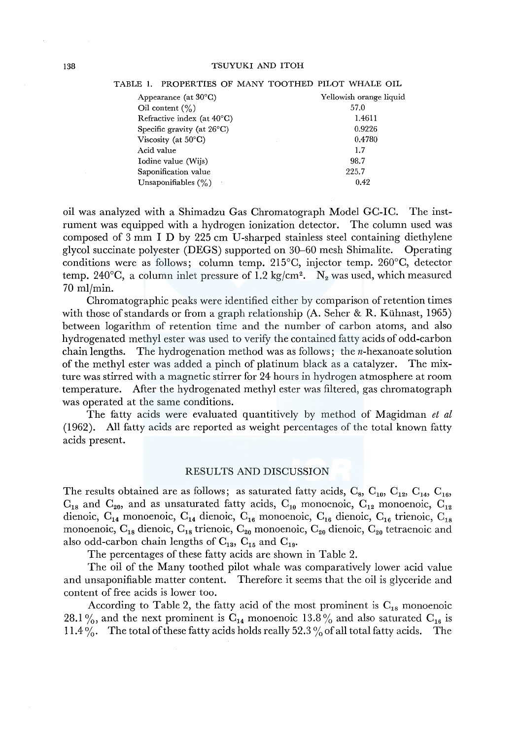TABLE 1. PROPERTIES OF MANY TOOTHED PILOT WHALE OIL

| | |
|---|---|
| Appearance (at 30°C) | Yellowish orange liquid |
| Oil content (%) | 57.0 |
| Refractive index (at 40°C) | 1.4611 |
| Specific gravity (at 26°C) | 0.9226 |
| Viscosity (at 50°C) | 0.4780 |
| Acid value | 1.7 |
| Iodine value (Wijs) | 98.7 |
| Saponification value | 225.7 |
| Unsaponifiables (%) | 0.42 |

oil was analyzed with a Shimadzu Gas Chromatograph Model GC-IC. The instrument was equipped with a hydrogen ionization detector. The column used was composed of 3 mm I D by 225 cm U-sharped stainless steel containing diethylene glycol succinate polyester (DEGS) supported on 30–60 mesh Shimalite. Operating conditions were as follows; column temp. 215°C, injector temp. 260°C, detector temp. 240°C, a column inlet pressure of 1.2 kg/cm². $N_2$ was used, which measured 70 ml/min.

Chromatographic peaks were identified either by comparison of retention times with those of standards or from a graph relationship (A. Seher & R. Kühnast, 1965) between logarithm of retention time and the number of carbon atoms, and also hydrogenated methyl ester was used to verify the contained fatty acids of odd-carbon chain lengths. The hydrogenation method was as follows; the *n*-hexanoate solution of the methyl ester was added a pinch of platinum black as a catalyzer. The mixture was stirred with a magnetic stirrer for 24 hours in hydrogen atmosphere at room temperature. After the hydrogenated methyl ester was filtered, gas chromatograph was operated at the same conditions.

The fatty acids were evaluated quantitively by method of Magidman *et al* (1962). All fatty acids are reported as weight percentages of the total known fatty acids present.

## RESULTS AND DISCUSSION

The results obtained are as follows; as saturated fatty acids, $C_8$, $C_{10}$, $C_{12}$, $C_{14}$, $C_{16}$, $C_{18}$ and $C_{20}$, and as unsaturated fatty acids, $C_{10}$ monoenoic, $C_{12}$ monoenoic, $C_{12}$ dienoic, $C_{14}$ monoenoic, $C_{14}$ dienoic, $C_{16}$ monoenoic, $C_{16}$ dienoic, $C_{16}$ trienoic, $C_{18}$ monoenoic, $C_{18}$ dienoic, $C_{18}$ trienoic, $C_{20}$ monoenoic, $C_{20}$ dienoic, $C_{20}$ tetraenoic and also odd-carbon chain lengths of $C_{13}$, $C_{15}$ and $C_{19}$.

The percentages of these fatty acids are shown in Table 2.

The oil of the Many toothed pilot whale was comparatively lower acid value and unsaponifiable matter content. Therefore it seems that the oil is glyceride and content of free acids is lower too.

According to Table 2, the fatty acid of the most prominent is $C_{18}$ monoenoic 28.1%, and the next prominent is $C_{14}$ monoenoic 13.8% and also saturated $C_{16}$ is 11.4%. The total of these fatty acids holds really 52.3% of all total fatty acids. The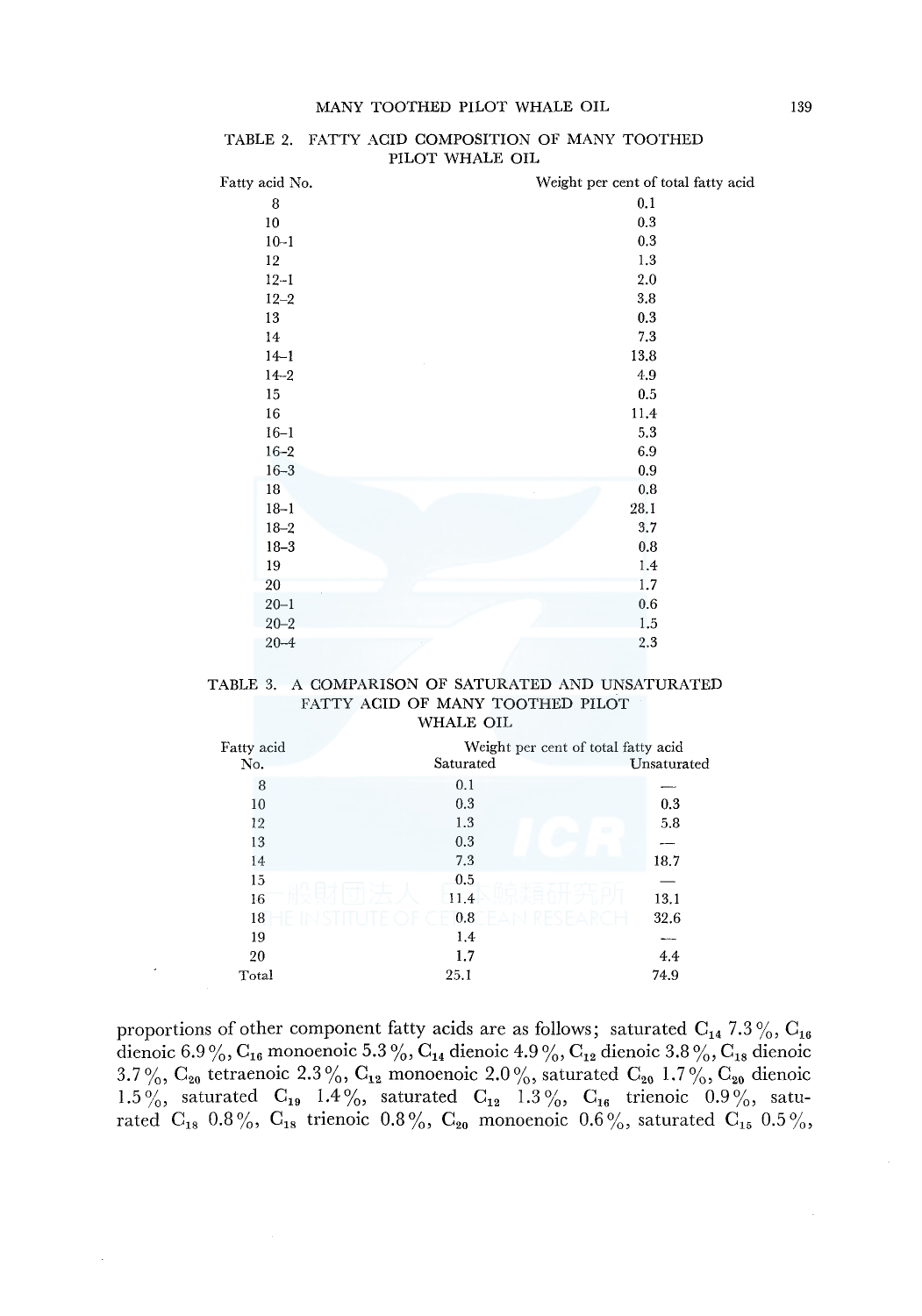TABLE 2. FATTY ACID COMPOSITION OF MANY TOOTHED PILOT WHALE OIL

| Fatty acid No. | Weight per cent of total fatty acid |
|---|---|
| 8 | 0.1 |
| 10 | 0.3 |
| 10–1 | 0.3 |
| 12 | 1.3 |
| 12–1 | 2.0 |
| 12–2 | 3.8 |
| 13 | 0.3 |
| 14 | 7.3 |
| 14–1 | 13.8 |
| 14–2 | 4.9 |
| 15 | 0.5 |
| 16 | 11.4 |
| 16–1 | 5.3 |
| 16–2 | 6.9 |
| 16–3 | 0.9 |
| 18 | 0.8 |
| 18–1 | 28.1 |
| 18–2 | 3.7 |
| 18–3 | 0.8 |
| 19 | 1.4 |
| 20 | 1.7 |
| 20–1 | 0.6 |
| 20–2 | 1.5 |
| 20–4 | 2.3 |

TABLE 3. A COMPARISON OF SATURATED AND UNSATURATED FATTY ACID OF MANY TOOTHED PILOT WHALE OIL

| Fatty acid No. | Weight per cent of total fatty acid | |
|---|---|---|
| | Saturated | Unsaturated |
| 8 | 0.1 | — |
| 10 | 0.3 | 0.3 |
| 12 | 1.3 | 5.8 |
| 13 | 0.3 | — |
| 14 | 7.3 | 18.7 |
| 15 | 0.5 | — |
| 16 | 11.4 | 13.1 |
| 18 | 0.8 | 32.6 |
| 19 | 1.4 | — |
| 20 | 1.7 | 4.4 |
| Total | 25.1 | 74.9 |

proportions of other component fatty acids are as follows; saturated $C_{14}$ 7.3%, $C_{16}$ dienoic 6.9%, $C_{16}$ monoenoic 5.3%, $C_{14}$ dienoic 4.9%, $C_{12}$ dienoic 3.8%, $C_{18}$ dienoic 3.7%, $C_{20}$ tetraenoic 2.3%, $C_{12}$ monoenoic 2.0%, saturated $C_{20}$ 1.7%, $C_{20}$ dienoic 1.5%, saturated $C_{19}$ 1.4%, saturated $C_{12}$ 1.3%, $C_{16}$ trienoic 0.9%, saturated $C_{18}$ 0.8%, $C_{18}$ trienoic 0.8%, $C_{20}$ monoenoic 0.6%, saturated $C_{15}$ 0.5%,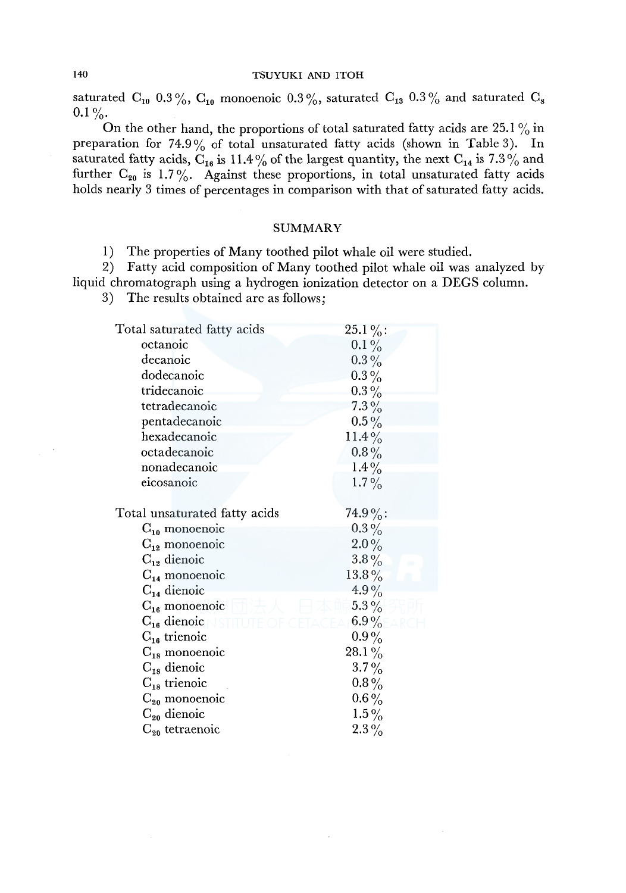saturated $C_{10}$ 0.3%, $C_{10}$ monoenoic 0.3%, saturated $C_{13}$ 0.3% and saturated $C_8$ 0.1%.

On the other hand, the proportions of total saturated fatty acids are 25.1% in preparation for 74.9% of total unsaturated fatty acids (shown in Table 3). In saturated fatty acids, $C_{16}$ is 11.4% of the largest quantity, the next $C_{14}$ is 7.3% and further $C_{20}$ is 1.7%. Against these proportions, in total unsaturated fatty acids holds nearly 3 times of percentages in comparison with that of saturated fatty acids.

## SUMMARY

1) The properties of Many toothed pilot whale oil were studied.

2) Fatty acid composition of Many toothed pilot whale oil was analyzed by liquid chromatograph using a hydrogen ionization detector on a DEGS column.

3) The results obtained are as follows;

| | |
|---|---|
| Total saturated fatty acids | 25.1%: |
| octanoic | 0.1% |
| decanoic | 0.3% |
| dodecanoic | 0.3% |
| tridecanoic | 0.3% |
| tetradecanoic | 7.3% |
| pentadecanoic | 0.5% |
| hexadecanoic | 11.4% |
| octadecanoic | 0.8% |
| nonadecanoic | 1.4% |
| eicosanoic | 1.7% |
| Total unsaturated fatty acids | 74.9%: |
| $C_{10}$ monoenoic | 0.3% |
| $C_{12}$ monoenoic | 2.0% |
| $C_{12}$ dienoic | 3.8% |
| $C_{14}$ monoenoic | 13.8% |
| $C_{14}$ dienoic | 4.9% |
| $C_{16}$ monoenoic | 5.3% |
| $C_{16}$ dienoic | 6.9% |
| $C_{16}$ trienoic | 0.9% |
| $C_{18}$ monoenoic | 28.1% |
| $C_{18}$ dienoic | 3.7% |
| $C_{18}$ trienoic | 0.8% |
| $C_{20}$ monoenoic | 0.6% |
| $C_{20}$ dienoic | 1.5% |
| $C_{20}$ tetraenoic | 2.3% |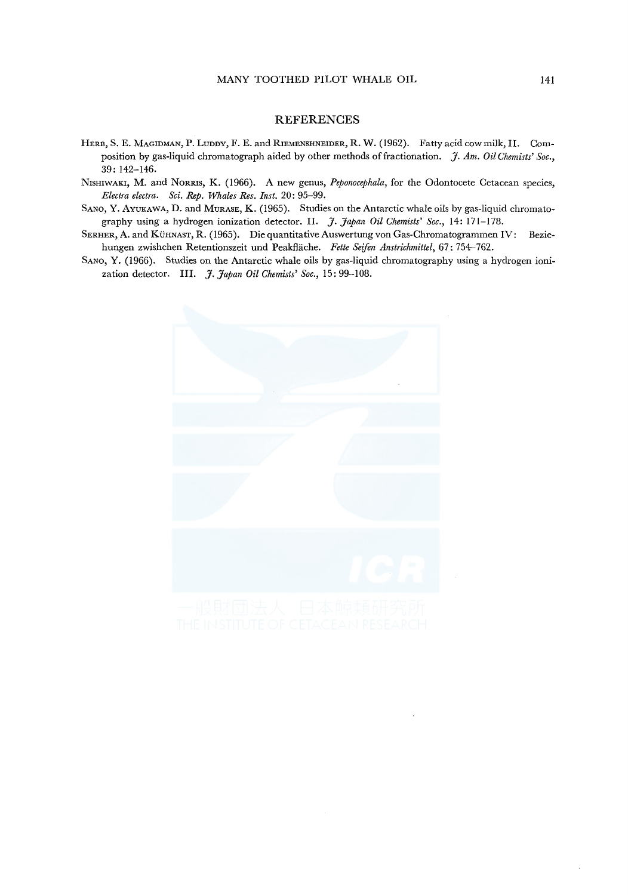## REFERENCES

Herb, S. E. Magidman, P. Luddy, F. E. and Riemenshneider, R. W. (1962). Fatty acid cow milk, II. Composition by gas-liquid chromatograph aided by other methods of fractionation. *J. Am. Oil Chemists' Soc.*, 39: 142–146.

Nishiwaki, M. and Norris, K. (1966). A new genus, *Peponocephala*, for the Odontocete Cetacean species, *Electra electra*. *Sci. Rep. Whales Res. Inst.* 20: 95–99.

Sano, Y. Ayukawa, D. and Murase, K. (1965). Studies on the Antarctic whale oils by gas-liquid chromatography using a hydrogen ionization detector. II. *J. Japan Oil Chemists' Soc.*, 14: 171–178.

Serher, A. and Kühnast, R. (1965). Die quantitative Auswertung von Gas-Chromatogrammen IV: Beziehungen zwishchen Retentionszeit und Peakfläche. *Fette Seifen Anstrichmittel*, 67: 754–762.

Sano, Y. (1966). Studies on the Antarctic whale oils by gas-liquid chromatography using a hydrogen ionization detector. III. *J. Japan Oil Chemists' Soc.*, 15: 99–108.